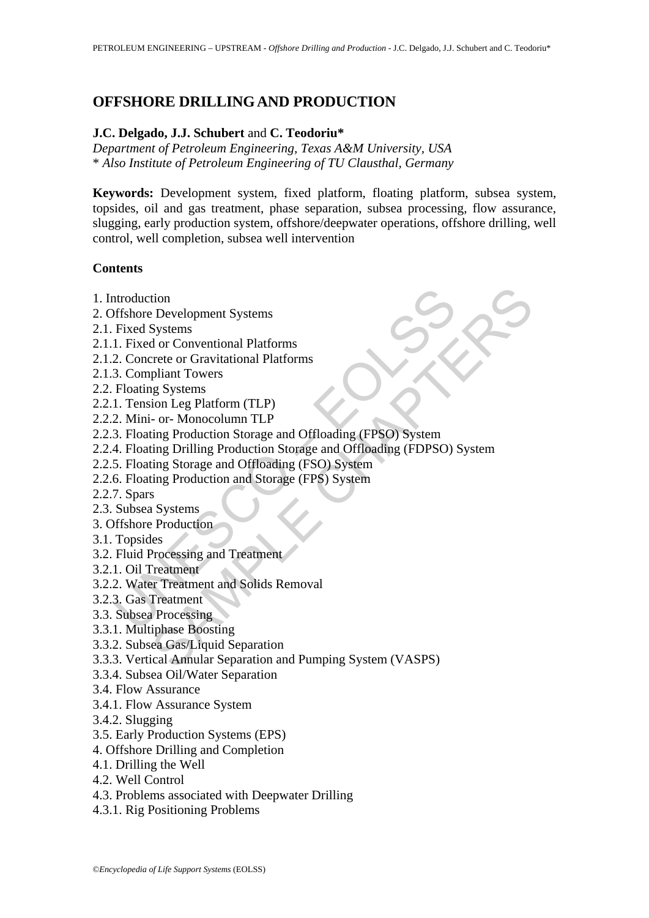# OFFSHORE DRILLING AND PRODUCTION

**J.C. Delgado, J.J. Schubert** and **C. Teodoriu***

*Department of Petroleum Engineering, Texas A&M University, USA*
\* *Also Institute of Petroleum Engineering of TU Clausthal, Germany*

**Keywords:** Development system, fixed platform, floating platform, subsea system, topsides, oil and gas treatment, phase separation, subsea processing, flow assurance, slugging, early production system, offshore/deepwater operations, offshore drilling, well control, well completion, subsea well intervention

## Contents

1. Introduction
2. Offshore Development Systems
2.1. Fixed Systems
2.1.1. Fixed or Conventional Platforms
2.1.2. Concrete or Gravitational Platforms
2.1.3. Compliant Towers
2.2. Floating Systems
2.2.1. Tension Leg Platform (TLP)
2.2.2. Mini- or- Monocolumn TLP
2.2.3. Floating Production Storage and Offloading (FPSO) System
2.2.4. Floating Drilling Production Storage and Offloading (FDPSO) System
2.2.5. Floating Storage and Offloading (FSO) System
2.2.6. Floating Production and Storage (FPS) System
2.2.7. Spars
2.3. Subsea Systems
3. Offshore Production
3.1. Topsides
3.2. Fluid Processing and Treatment
3.2.1. Oil Treatment
3.2.2. Water Treatment and Solids Removal
3.2.3. Gas Treatment
3.3. Subsea Processing
3.3.1. Multiphase Boosting
3.3.2. Subsea Gas/Liquid Separation
3.3.3. Vertical Annular Separation and Pumping System (VASPS)
3.3.4. Subsea Oil/Water Separation
3.4. Flow Assurance
3.4.1. Flow Assurance System
3.4.2. Slugging
3.5. Early Production Systems (EPS)
4. Offshore Drilling and Completion
4.1. Drilling the Well
4.2. Well Control
4.3. Problems associated with Deepwater Drilling
4.3.1. Rig Positioning Problems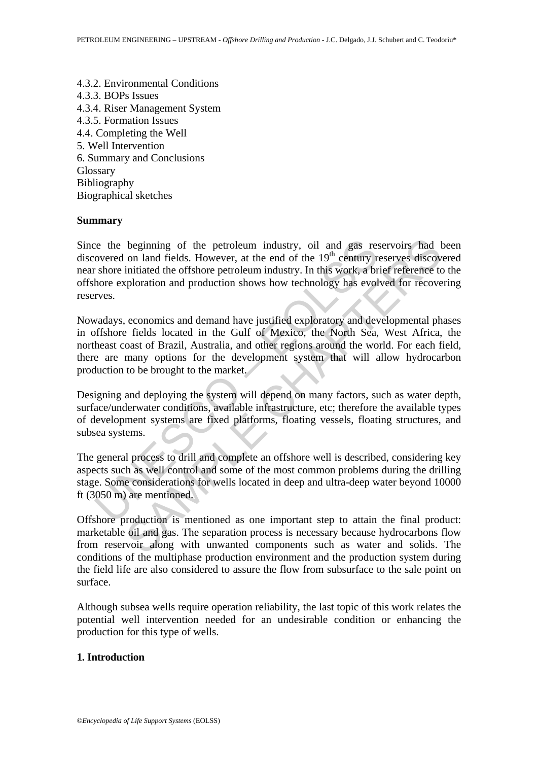4.3.2. Environmental Conditions
4.3.3. BOPs Issues
4.3.4. Riser Management System
4.3.5. Formation Issues
4.4. Completing the Well
5. Well Intervention
6. Summary and Conclusions
Glossary
Bibliography
Biographical sketches

## Summary

Since the beginning of the petroleum industry, oil and gas reservoirs had been discovered on land fields. However, at the end of the 19$^{th}$ century reserves discovered near shore initiated the offshore petroleum industry. In this work, a brief reference to the offshore exploration and production shows how technology has evolved for recovering reserves.

Nowadays, economics and demand have justified exploratory and developmental phases in offshore fields located in the Gulf of Mexico, the North Sea, West Africa, the northeast coast of Brazil, Australia, and other regions around the world. For each field, there are many options for the development system that will allow hydrocarbon production to be brought to the market.

Designing and deploying the system will depend on many factors, such as water depth, surface/underwater conditions, available infrastructure, etc; therefore the available types of development systems are fixed platforms, floating vessels, floating structures, and subsea systems.

The general process to drill and complete an offshore well is described, considering key aspects such as well control and some of the most common problems during the drilling stage. Some considerations for wells located in deep and ultra-deep water beyond 10000 ft (3050 m) are mentioned.

Offshore production is mentioned as one important step to attain the final product: marketable oil and gas. The separation process is necessary because hydrocarbons flow from reservoir along with unwanted components such as water and solids. The conditions of the multiphase production environment and the production system during the field life are also considered to assure the flow from subsurface to the sale point on surface.

Although subsea wells require operation reliability, the last topic of this work relates the potential well intervention needed for an undesirable condition or enhancing the production for this type of wells.

## 1. Introduction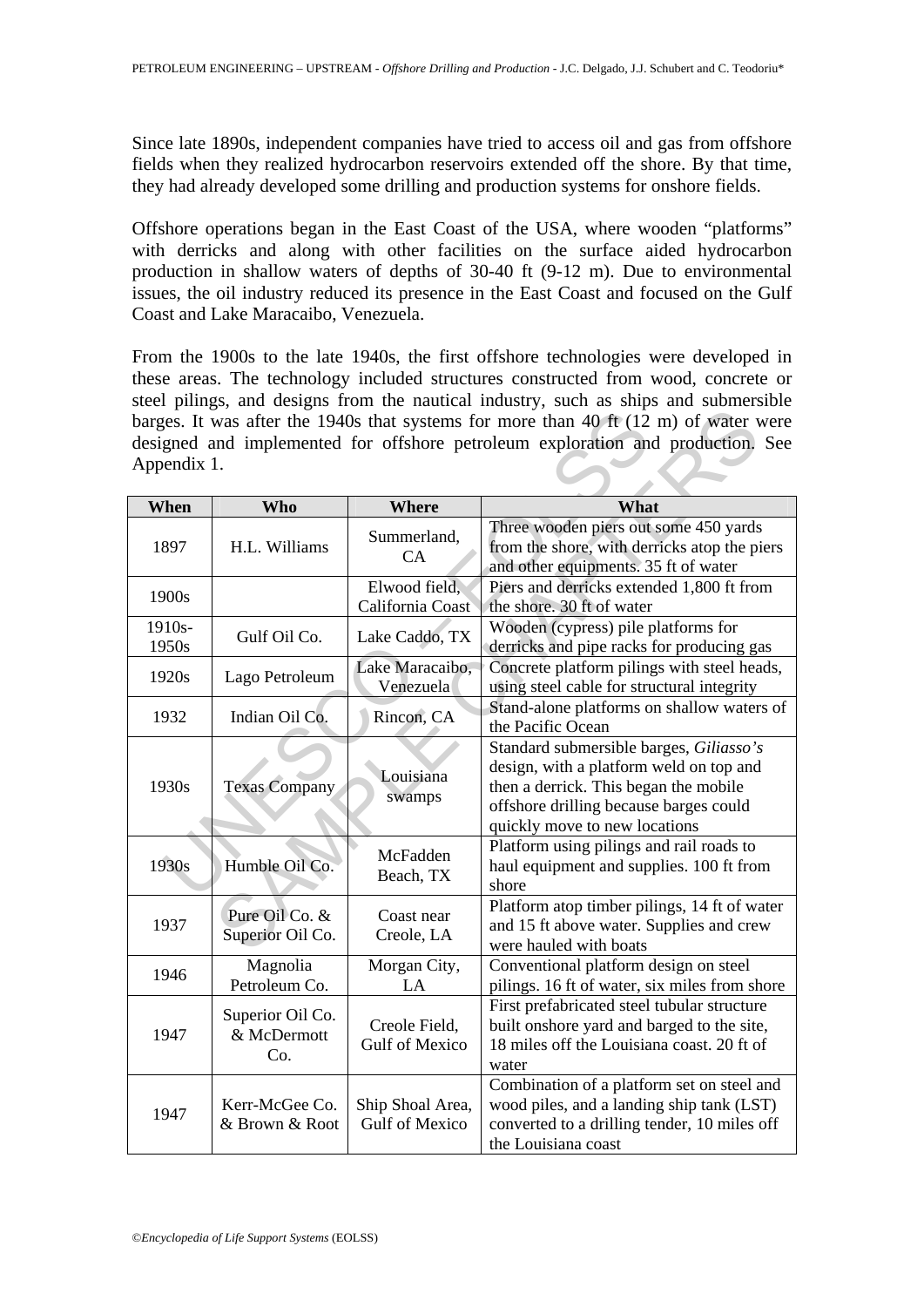Since late 1890s, independent companies have tried to access oil and gas from offshore fields when they realized hydrocarbon reservoirs extended off the shore. By that time, they had already developed some drilling and production systems for onshore fields.

Offshore operations began in the East Coast of the USA, where wooden "platforms" with derricks and along with other facilities on the surface aided hydrocarbon production in shallow waters of depths of 30-40 ft (9-12 m). Due to environmental issues, the oil industry reduced its presence in the East Coast and focused on the Gulf Coast and Lake Maracaibo, Venezuela.

From the 1900s to the late 1940s, the first offshore technologies were developed in these areas. The technology included structures constructed from wood, concrete or steel pilings, and designs from the nautical industry, such as ships and submersible barges. It was after the 1940s that systems for more than 40 ft (12 m) of water were designed and implemented for offshore petroleum exploration and production. See Appendix 1.

| When | Who | Where | What |
|---|---|---|---|
| 1897 | H.L. Williams | Summerland, CA | Three wooden piers out some 450 yards from the shore, with derricks atop the piers and other equipments. 35 ft of water |
| 1900s | | Elwood field, California Coast | Piers and derricks extended 1,800 ft from the shore. 30 ft of water |
| 1910s-1950s | Gulf Oil Co. | Lake Caddo, TX | Wooden (cypress) pile platforms for derricks and pipe racks for producing gas |
| 1920s | Lago Petroleum | Lake Maracaibo, Venezuela | Concrete platform pilings with steel heads, using steel cable for structural integrity |
| 1932 | Indian Oil Co. | Rincon, CA | Stand-alone platforms on shallow waters of the Pacific Ocean |
| 1930s | Texas Company | Louisiana swamps | Standard submersible barges, *Giliasso's* design, with a platform weld on top and then a derrick. This began the mobile offshore drilling because barges could quickly move to new locations |
| 1930s | Humble Oil Co. | McFadden Beach, TX | Platform using pilings and rail roads to haul equipment and supplies. 100 ft from shore |
| 1937 | Pure Oil Co. & Superior Oil Co. | Coast near Creole, LA | Platform atop timber pilings, 14 ft of water and 15 ft above water. Supplies and crew were hauled with boats |
| 1946 | Magnolia Petroleum Co. | Morgan City, LA | Conventional platform design on steel pilings. 16 ft of water, six miles from shore |
| 1947 | Superior Oil Co. & McDermott Co. | Creole Field, Gulf of Mexico | First prefabricated steel tubular structure built onshore yard and barged to the site, 18 miles off the Louisiana coast. 20 ft of water |
| 1947 | Kerr-McGee Co. & Brown & Root | Ship Shoal Area, Gulf of Mexico | Combination of a platform set on steel and wood piles, and a landing ship tank (LST) converted to a drilling tender, 10 miles off the Louisiana coast |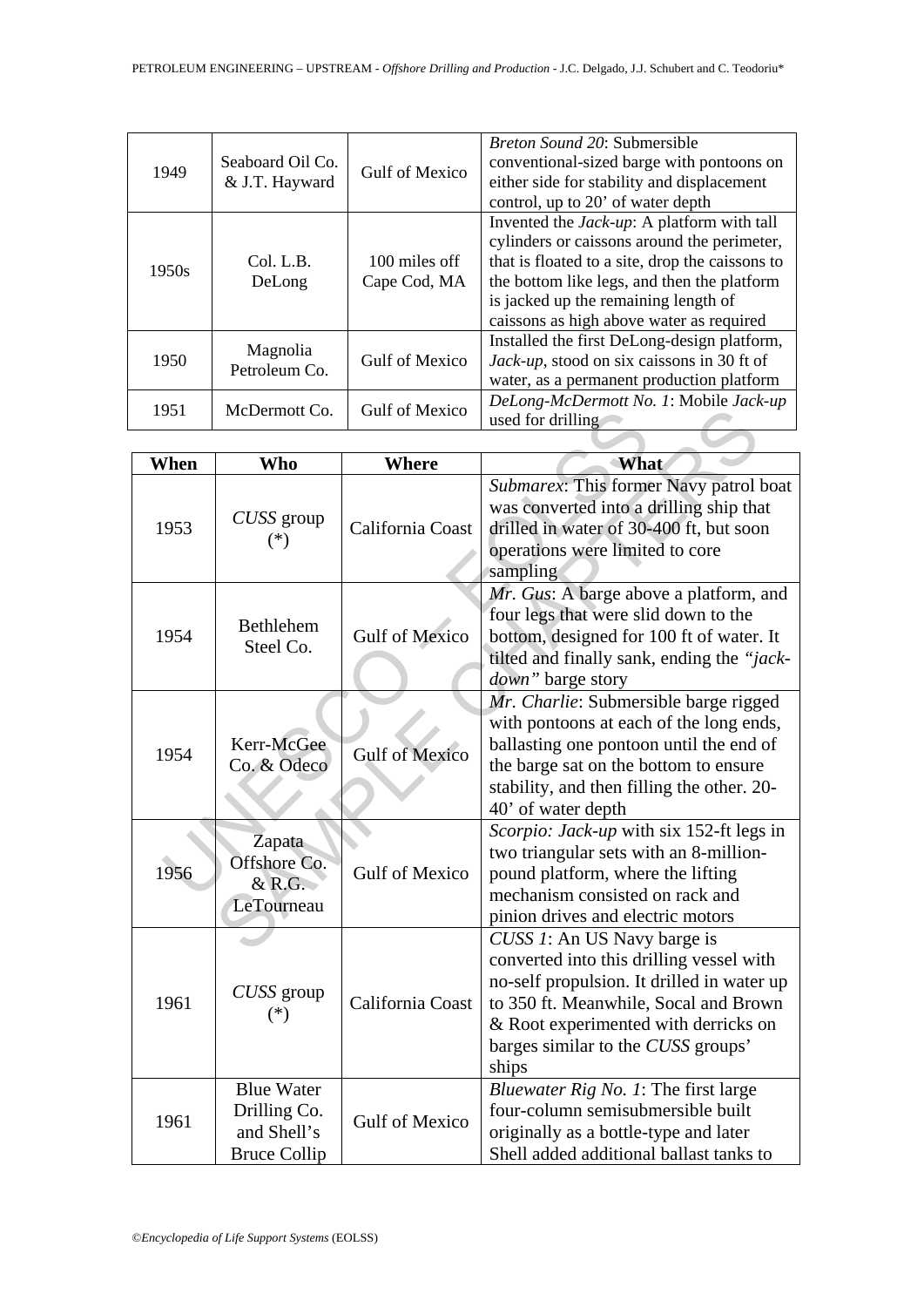| 1949 | Seaboard Oil Co. & J.T. Hayward | Gulf of Mexico | *Breton Sound 20*: Submersible conventional-sized barge with pontoons on either side for stability and displacement control, up to 20' of water depth |
|---|---|---|---|
| 1950s | Col. L.B. DeLong | 100 miles off Cape Cod, MA | Invented the *Jack-up*: A platform with tall cylinders or caissons around the perimeter, that is floated to a site, drop the caissons to the bottom like legs, and then the platform is jacked up the remaining length of caissons as high above water as required |
| 1950 | Magnolia Petroleum Co. | Gulf of Mexico | Installed the first DeLong-design platform, *Jack-up*, stood on six caissons in 30 ft of water, as a permanent production platform |
| 1951 | McDermott Co. | Gulf of Mexico | *DeLong-McDermott No. 1*: Mobile *Jack-up* used for drilling |

| When | Who | Where | What |
|---|---|---|---|
| 1953 | *CUSS* group (*) | California Coast | *Submarex*: This former Navy patrol boat was converted into a drilling ship that drilled in water of 30-400 ft, but soon operations were limited to core sampling |
| 1954 | Bethlehem Steel Co. | Gulf of Mexico | *Mr. Gus*: A barge above a platform, and four legs that were slid down to the bottom, designed for 100 ft of water. It tilted and finally sank, ending the *"jack-down"* barge story |
| 1954 | Kerr-McGee Co. & Odeco | Gulf of Mexico | *Mr. Charlie*: Submersible barge rigged with pontoons at each of the long ends, ballasting one pontoon until the end of the barge sat on the bottom to ensure stability, and then filling the other. 20-40' of water depth |
| 1956 | Zapata Offshore Co. & R.G. LeTourneau | Gulf of Mexico | *Scorpio: Jack-up* with six 152-ft legs in two triangular sets with an 8-million-pound platform, where the lifting mechanism consisted on rack and pinion drives and electric motors |
| 1961 | *CUSS* group (*) | California Coast | *CUSS 1*: An US Navy barge is converted into this drilling vessel with no-self propulsion. It drilled in water up to 350 ft. Meanwhile, Socal and Brown & Root experimented with derricks on barges similar to the *CUSS* groups' ships |
| 1961 | Blue Water Drilling Co. and Shell's Bruce Collip | Gulf of Mexico | *Bluewater Rig No. 1*: The first large four-column semisubmersible built originally as a bottle-type and later Shell added additional ballast tanks to |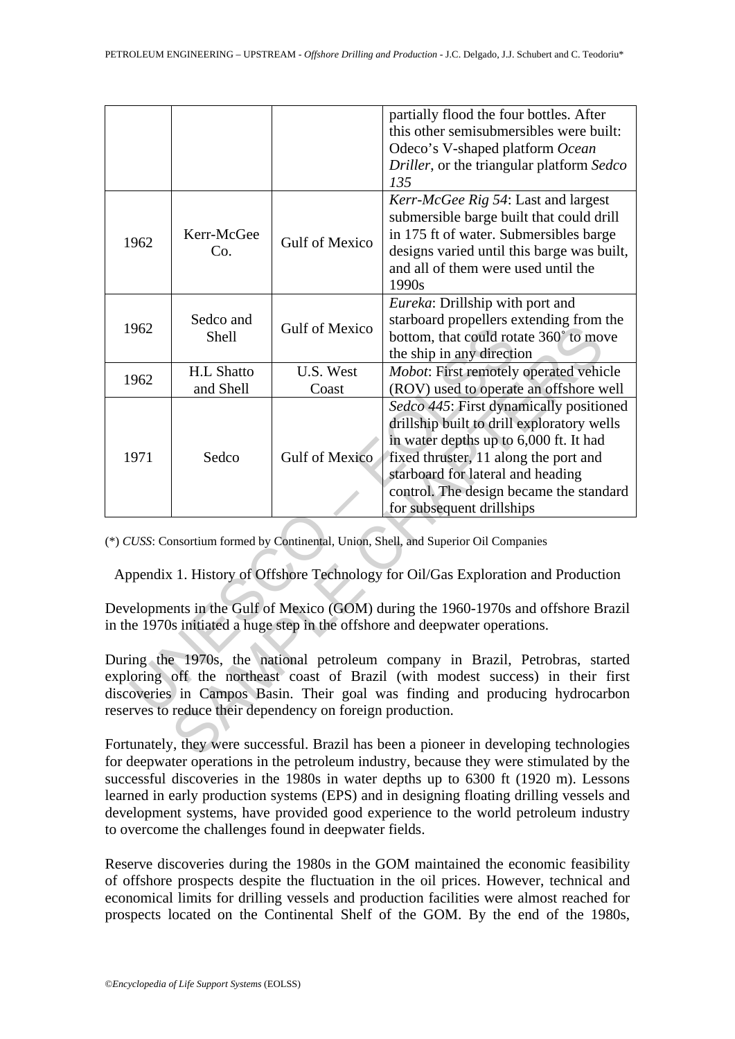| | | | |
|---|---|---|---|
| | | | partially flood the four bottles. After this other semisubmersibles were built: Odeco's V-shaped platform *Ocean Driller*, or the triangular platform *Sedco 135* |
| 1962 | Kerr-McGee Co. | Gulf of Mexico | *Kerr-McGee Rig 54*: Last and largest submersible barge built that could drill in 175 ft of water. Submersibles barge designs varied until this barge was built, and all of them were used until the 1990s |
| 1962 | Sedco and Shell | Gulf of Mexico | *Eureka*: Drillship with port and starboard propellers extending from the bottom, that could rotate 360˚ to move the ship in any direction |
| 1962 | H.L Shatto and Shell | U.S. West Coast | *Mobot*: First remotely operated vehicle (ROV) used to operate an offshore well |
| 1971 | Sedco | Gulf of Mexico | *Sedco 445*: First dynamically positioned drillship built to drill exploratory wells in water depths up to 6,000 ft. It had fixed thruster, 11 along the port and starboard for lateral and heading control. The design became the standard for subsequent drillships |

(*) *CUSS*: Consortium formed by Continental, Union, Shell, and Superior Oil Companies

Appendix 1. History of Offshore Technology for Oil/Gas Exploration and Production

Developments in the Gulf of Mexico (GOM) during the 1960-1970s and offshore Brazil in the 1970s initiated a huge step in the offshore and deepwater operations.

During the 1970s, the national petroleum company in Brazil, Petrobras, started exploring off the northeast coast of Brazil (with modest success) in their first discoveries in Campos Basin. Their goal was finding and producing hydrocarbon reserves to reduce their dependency on foreign production.

Fortunately, they were successful. Brazil has been a pioneer in developing technologies for deepwater operations in the petroleum industry, because they were stimulated by the successful discoveries in the 1980s in water depths up to 6300 ft (1920 m). Lessons learned in early production systems (EPS) and in designing floating drilling vessels and development systems, have provided good experience to the world petroleum industry to overcome the challenges found in deepwater fields.

Reserve discoveries during the 1980s in the GOM maintained the economic feasibility of offshore prospects despite the fluctuation in the oil prices. However, technical and economical limits for drilling vessels and production facilities were almost reached for prospects located on the Continental Shelf of the GOM. By the end of the 1980s,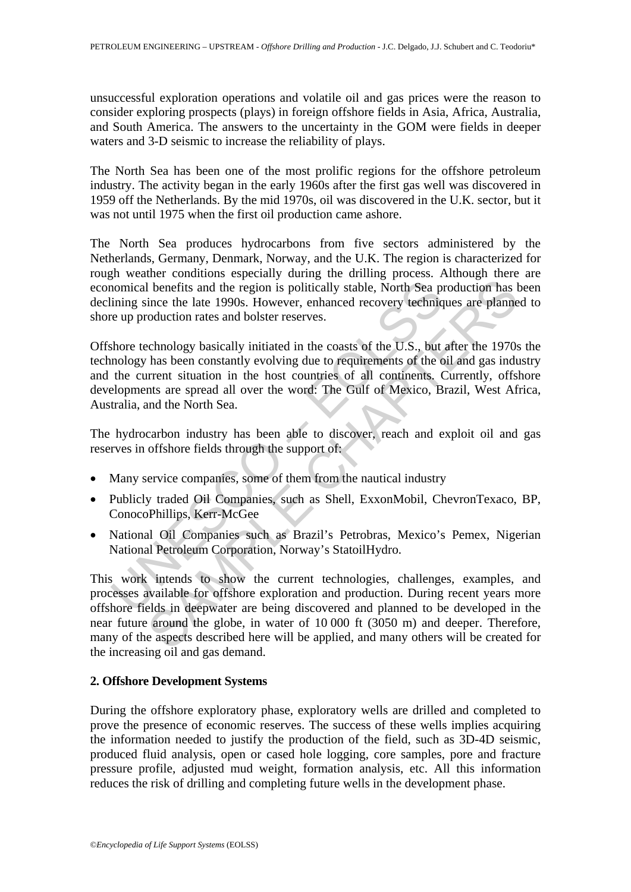unsuccessful exploration operations and volatile oil and gas prices were the reason to consider exploring prospects (plays) in foreign offshore fields in Asia, Africa, Australia, and South America. The answers to the uncertainty in the GOM were fields in deeper waters and 3-D seismic to increase the reliability of plays.

The North Sea has been one of the most prolific regions for the offshore petroleum industry. The activity began in the early 1960s after the first gas well was discovered in 1959 off the Netherlands. By the mid 1970s, oil was discovered in the U.K. sector, but it was not until 1975 when the first oil production came ashore.

The North Sea produces hydrocarbons from five sectors administered by the Netherlands, Germany, Denmark, Norway, and the U.K. The region is characterized for rough weather conditions especially during the drilling process. Although there are economical benefits and the region is politically stable, North Sea production has been declining since the late 1990s. However, enhanced recovery techniques are planned to shore up production rates and bolster reserves.

Offshore technology basically initiated in the coasts of the U.S., but after the 1970s the technology has been constantly evolving due to requirements of the oil and gas industry and the current situation in the host countries of all continents. Currently, offshore developments are spread all over the word: The Gulf of Mexico, Brazil, West Africa, Australia, and the North Sea.

The hydrocarbon industry has been able to discover, reach and exploit oil and gas reserves in offshore fields through the support of:

- Many service companies, some of them from the nautical industry
- Publicly traded Oil Companies, such as Shell, ExxonMobil, ChevronTexaco, BP, ConocoPhillips, Kerr-McGee
- National Oil Companies such as Brazil's Petrobras, Mexico's Pemex, Nigerian National Petroleum Corporation, Norway's StatoilHydro.

This work intends to show the current technologies, challenges, examples, and processes available for offshore exploration and production. During recent years more offshore fields in deepwater are being discovered and planned to be developed in the near future around the globe, in water of 10 000 ft (3050 m) and deeper. Therefore, many of the aspects described here will be applied, and many others will be created for the increasing oil and gas demand.

## 2. Offshore Development Systems

During the offshore exploratory phase, exploratory wells are drilled and completed to prove the presence of economic reserves. The success of these wells implies acquiring the information needed to justify the production of the field, such as 3D-4D seismic, produced fluid analysis, open or cased hole logging, core samples, pore and fracture pressure profile, adjusted mud weight, formation analysis, etc. All this information reduces the risk of drilling and completing future wells in the development phase.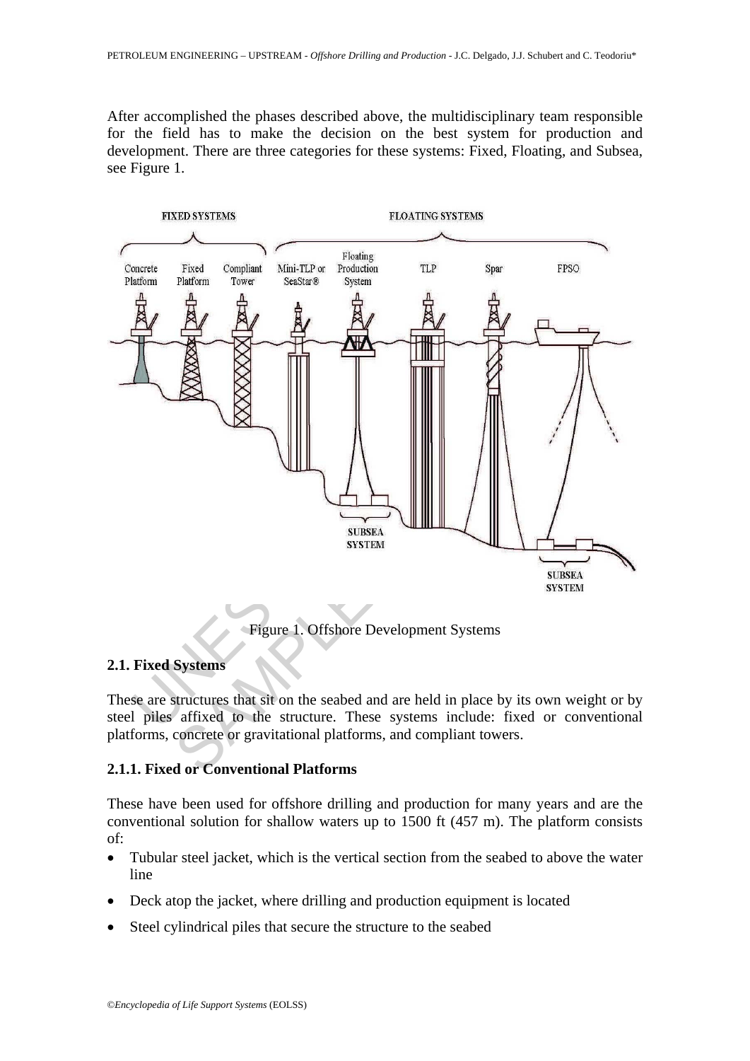After accomplished the phases described above, the multidisciplinary team responsible for the field has to make the decision on the best system for production and development. There are three categories for these systems: Fixed, Floating, and Subsea, see Figure 1.

Figure 1. Offshore Development Systems

### 2.1. Fixed Systems

These are structures that sit on the seabed and are held in place by its own weight or by steel piles affixed to the structure. These systems include: fixed or conventional platforms, concrete or gravitational platforms, and compliant towers.

#### 2.1.1. Fixed or Conventional Platforms

These have been used for offshore drilling and production for many years and are the conventional solution for shallow waters up to 1500 ft (457 m). The platform consists of:

- Tubular steel jacket, which is the vertical section from the seabed to above the water line
- Deck atop the jacket, where drilling and production equipment is located
- Steel cylindrical piles that secure the structure to the seabed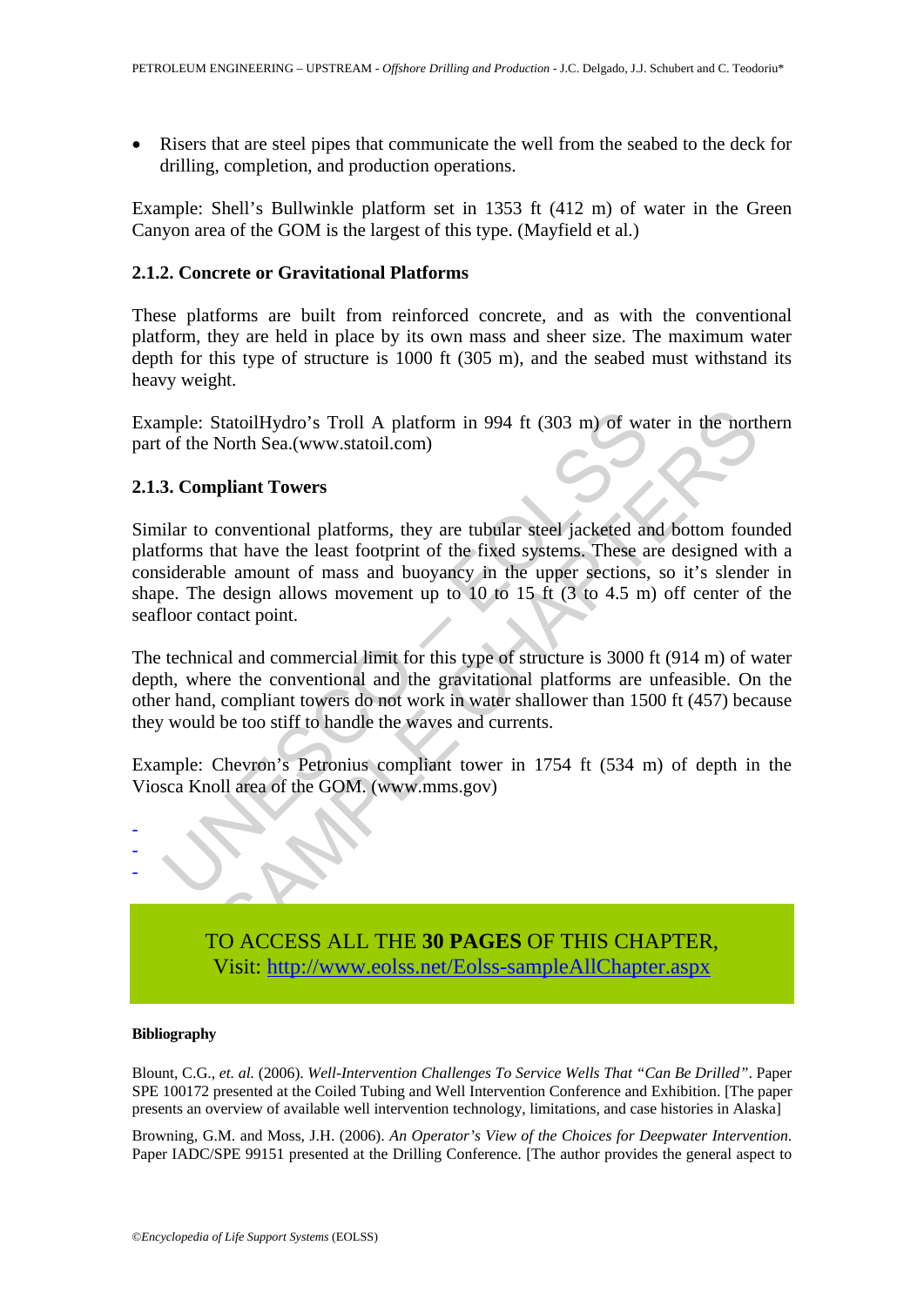- Risers that are steel pipes that communicate the well from the seabed to the deck for drilling, completion, and production operations.

Example: Shell's Bullwinkle platform set in 1353 ft (412 m) of water in the Green Canyon area of the GOM is the largest of this type. (Mayfield et al.)

### 2.1.2. Concrete or Gravitational Platforms

These platforms are built from reinforced concrete, and as with the conventional platform, they are held in place by its own mass and sheer size. The maximum water depth for this type of structure is 1000 ft (305 m), and the seabed must withstand its heavy weight.

Example: StatoilHydro's Troll A platform in 994 ft (303 m) of water in the northern part of the North Sea.(www.statoil.com)

### 2.1.3. Compliant Towers

Similar to conventional platforms, they are tubular steel jacketed and bottom founded platforms that have the least footprint of the fixed systems. These are designed with a considerable amount of mass and buoyancy in the upper sections, so it's slender in shape. The design allows movement up to 10 to 15 ft (3 to 4.5 m) off center of the seafloor contact point.

The technical and commercial limit for this type of structure is 3000 ft (914 m) of water depth, where the conventional and the gravitational platforms are unfeasible. On the other hand, compliant towers do not work in water shallower than 1500 ft (457) because they would be too stiff to handle the waves and currents.

Example: Chevron's Petronius compliant tower in 1754 ft (534 m) of depth in the Viosca Knoll area of the GOM. (www.mms.gov)

-
-
-

TO ACCESS ALL THE **30 PAGES** OF THIS CHAPTER,
Visit: http://www.eolss.net/Eolss-sampleAllChapter.aspx

#### Bibliography

Blount, C.G., *et. al.* (2006). *Well-Intervention Challenges To Service Wells That "Can Be Drilled"*. Paper SPE 100172 presented at the Coiled Tubing and Well Intervention Conference and Exhibition. [The paper presents an overview of available well intervention technology, limitations, and case histories in Alaska]

Browning, G.M. and Moss, J.H. (2006). *An Operator's View of the Choices for Deepwater Intervention*. Paper IADC/SPE 99151 presented at the Drilling Conference. [The author provides the general aspect to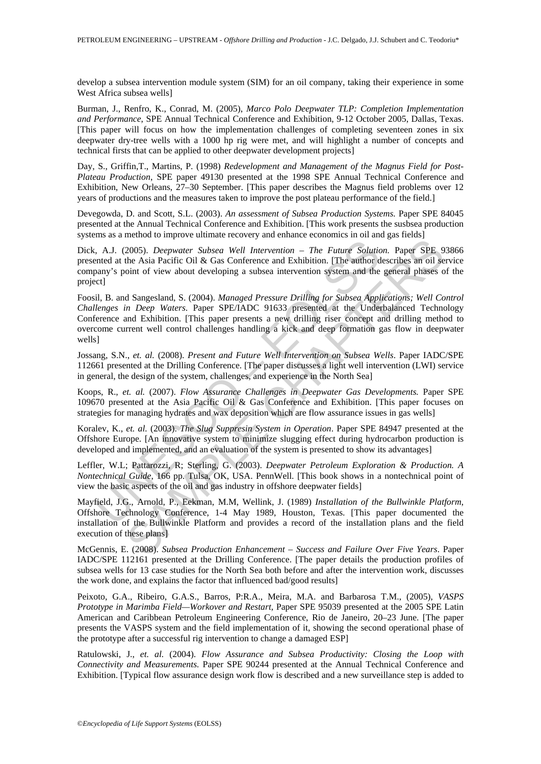develop a subsea intervention module system (SIM) for an oil company, taking their experience in some West Africa subsea wells]

Burman, J., Renfro, K., Conrad, M. (2005), *Marco Polo Deepwater TLP: Completion Implementation and Performance*, SPE Annual Technical Conference and Exhibition, 9-12 October 2005, Dallas, Texas. [This paper will focus on how the implementation challenges of completing seventeen zones in six deepwater dry-tree wells with a 1000 hp rig were met, and will highlight a number of concepts and technical firsts that can be applied to other deepwater development projects]

Day, S., Griffin,T., Martins, P. (1998) *Redevelopment and Management of the Magnus Field for Post-Plateau Production*, SPE paper 49130 presented at the 1998 SPE Annual Technical Conference and Exhibition, New Orleans, 27–30 September. [This paper describes the Magnus field problems over 12 years of productions and the measures taken to improve the post plateau performance of the field.]

Devegowda, D. and Scott, S.L. (2003). *An assessment of Subsea Production Systems.* Paper SPE 84045 presented at the Annual Technical Conference and Exhibition. [This work presents the susbsea production systems as a method to improve ultimate recovery and enhance economics in oil and gas fields]

Dick, A.J. (2005). *Deepwater Subsea Well Intervention – The Future Solution.* Paper SPE 93866 presented at the Asia Pacific Oil & Gas Conference and Exhibition. [The author describes an oil service company's point of view about developing a subsea intervention system and the general phases of the project]

Foosil, B. and Sangesland, S. (2004). *Managed Pressure Drilling for Subsea Applications; Well Control Challenges in Deep Waters*. Paper SPE/IADC 91633 presented at the Underbalanced Technology Conference and Exhibition. [This paper presents a new drilling riser concept and drilling method to overcome current well control challenges handling a kick and deep formation gas flow in deepwater wells]

Jossang, S.N., *et. al.* (2008). *Present and Future Well Intervention on Subsea Wells*. Paper IADC/SPE 112661 presented at the Drilling Conference. [The paper discusses a light well intervention (LWI) service in general, the design of the system, challenges, and experience in the North Sea]

Koops, R., *et. al.* (2007). *Flow Assurance Challenges in Deepwater Gas Developments.* Paper SPE 109670 presented at the Asia Pacific Oil & Gas Conference and Exhibition. [This paper focuses on strategies for managing hydrates and wax deposition which are flow assurance issues in gas wells]

Koralev, K., *et. al.* (2003). *The Slug Suppresin System in Operation*. Paper SPE 84947 presented at the Offshore Europe. [An innovative system to minimize slugging effect during hydrocarbon production is developed and implemented, and an evaluation of the system is presented to show its advantages]

Leffler, W.L; Pattarozzi, R; Sterling, G. (2003). *Deepwater Petroleum Exploration & Production. A Nontechnical Guide*, 166 pp. Tulsa, OK, USA. PennWell. [This book shows in a nontechnical point of view the basic aspects of the oil and gas industry in offshore deepwater fields]

Mayfield, J.G., Arnold, P., Eekman, M.M, Wellink, J. (1989) *Installation of the Bullwinkle Platform*, Offshore Technology Conference, 1-4 May 1989, Houston, Texas. [This paper documented the installation of the Bullwinkle Platform and provides a record of the installation plans and the field execution of these plans]

McGennis, E. (2008). *Subsea Production Enhancement – Success and Failure Over Five Years*. Paper IADC/SPE 112161 presented at the Drilling Conference. [The paper details the production profiles of subsea wells for 13 case studies for the North Sea both before and after the intervention work, discusses the work done, and explains the factor that influenced bad/good results]

Peixoto, G.A., Ribeiro, G.A.S., Barros, P:R.A., Meira, M.A. and Barbarosa T.M., (2005), *VASPS Prototype in Marimba Field—Workover and Restart,* Paper SPE 95039 presented at the 2005 SPE Latin American and Caribbean Petroleum Engineering Conference, Rio de Janeiro, 20–23 June. [The paper presents the VASPS system and the field implementation of it, showing the second operational phase of the prototype after a successful rig intervention to change a damaged ESP]

Ratulowski, J., *et. al.* (2004). *Flow Assurance and Subsea Productivity: Closing the Loop with Connectivity and Measurements.* Paper SPE 90244 presented at the Annual Technical Conference and Exhibition. [Typical flow assurance design work flow is described and a new surveillance step is added to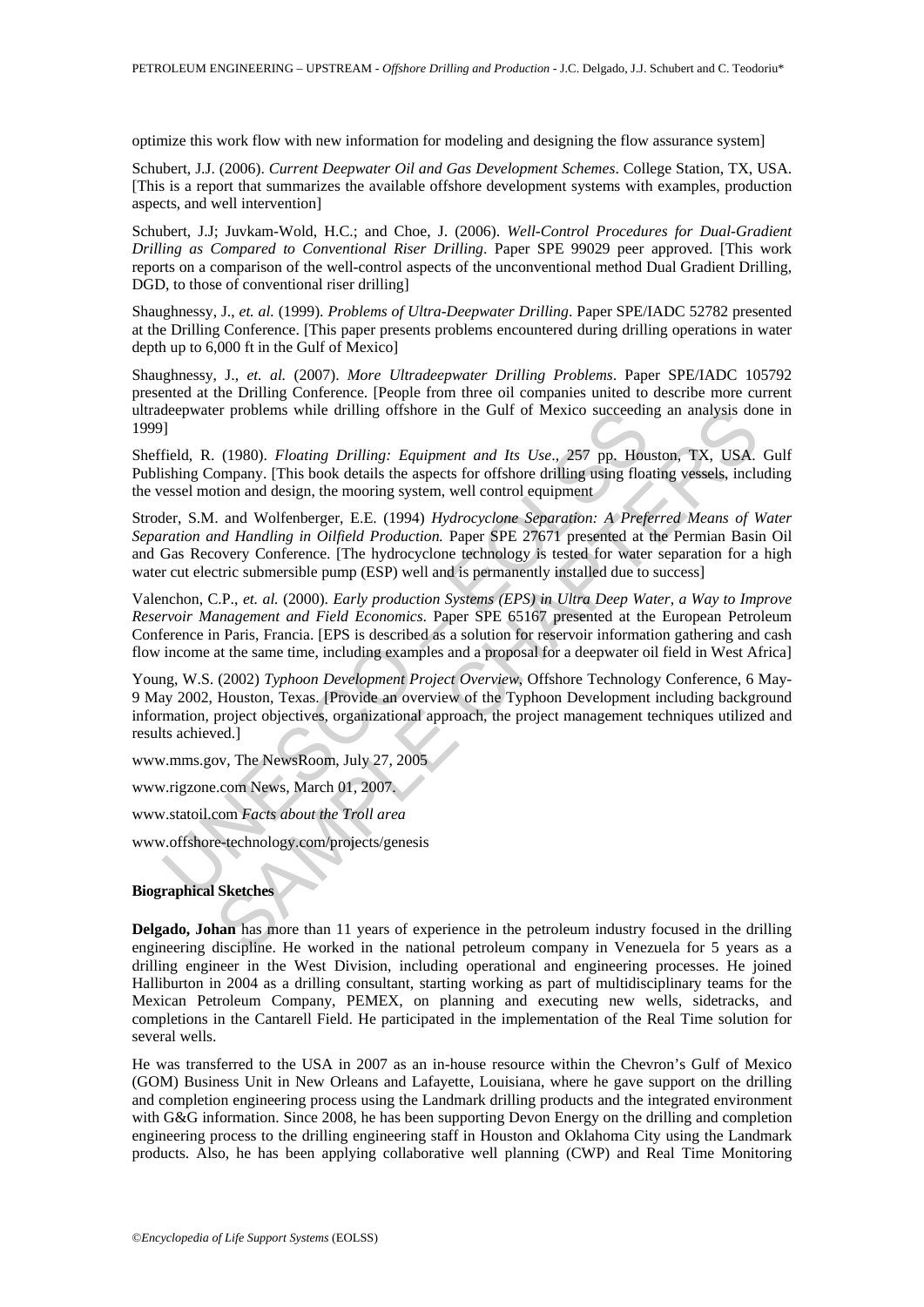optimize this work flow with new information for modeling and designing the flow assurance system]

Schubert, J.J. (2006). *Current Deepwater Oil and Gas Development Schemes*. College Station, TX, USA. [This is a report that summarizes the available offshore development systems with examples, production aspects, and well intervention]

Schubert, J.J; Juvkam-Wold, H.C.; and Choe, J. (2006). *Well-Control Procedures for Dual-Gradient Drilling as Compared to Conventional Riser Drilling*. Paper SPE 99029 peer approved. [This work reports on a comparison of the well-control aspects of the unconventional method Dual Gradient Drilling, DGD, to those of conventional riser drilling]

Shaughnessy, J., *et. al.* (1999). *Problems of Ultra-Deepwater Drilling*. Paper SPE/IADC 52782 presented at the Drilling Conference. [This paper presents problems encountered during drilling operations in water depth up to 6,000 ft in the Gulf of Mexico]

Shaughnessy, J., *et. al.* (2007). *More Ultradeepwater Drilling Problems*. Paper SPE/IADC 105792 presented at the Drilling Conference. [People from three oil companies united to describe more current ultradeepwater problems while drilling offshore in the Gulf of Mexico succeeding an analysis done in 1999]

Sheffield, R. (1980). *Floating Drilling: Equipment and Its Use*., 257 pp. Houston, TX, USA. Gulf Publishing Company. [This book details the aspects for offshore drilling using floating vessels, including the vessel motion and design, the mooring system, well control equipment

Stroder, S.M. and Wolfenberger, E.E. (1994) *Hydrocyclone Separation: A Preferred Means of Water Separation and Handling in Oilfield Production.* Paper SPE 27671 presented at the Permian Basin Oil and Gas Recovery Conference. [The hydrocyclone technology is tested for water separation for a high water cut electric submersible pump (ESP) well and is permanently installed due to success]

Valenchon, C.P., *et. al.* (2000). *Early production Systems (EPS) in Ultra Deep Water, a Way to Improve Reservoir Management and Field Economics*. Paper SPE 65167 presented at the European Petroleum Conference in Paris, Francia. [EPS is described as a solution for reservoir information gathering and cash flow income at the same time, including examples and a proposal for a deepwater oil field in West Africa]

Young, W.S. (2002) *Typhoon Development Project Overview*, Offshore Technology Conference, 6 May-9 May 2002, Houston, Texas. [Provide an overview of the Typhoon Development including background information, project objectives, organizational approach, the project management techniques utilized and results achieved.]

www.mms.gov, The NewsRoom, July 27, 2005

www.rigzone.com News, March 01, 2007.

www.statoil.com *Facts about the Troll area*

www.offshore-technology.com/projects/genesis

**Biographical Sketches**

**Delgado, Johan** has more than 11 years of experience in the petroleum industry focused in the drilling engineering discipline. He worked in the national petroleum company in Venezuela for 5 years as a drilling engineer in the West Division, including operational and engineering processes. He joined Halliburton in 2004 as a drilling consultant, starting working as part of multidisciplinary teams for the Mexican Petroleum Company, PEMEX, on planning and executing new wells, sidetracks, and completions in the Cantarell Field. He participated in the implementation of the Real Time solution for several wells.

He was transferred to the USA in 2007 as an in-house resource within the Chevron's Gulf of Mexico (GOM) Business Unit in New Orleans and Lafayette, Louisiana, where he gave support on the drilling and completion engineering process using the Landmark drilling products and the integrated environment with G&G information. Since 2008, he has been supporting Devon Energy on the drilling and completion engineering process to the drilling engineering staff in Houston and Oklahoma City using the Landmark products. Also, he has been applying collaborative well planning (CWP) and Real Time Monitoring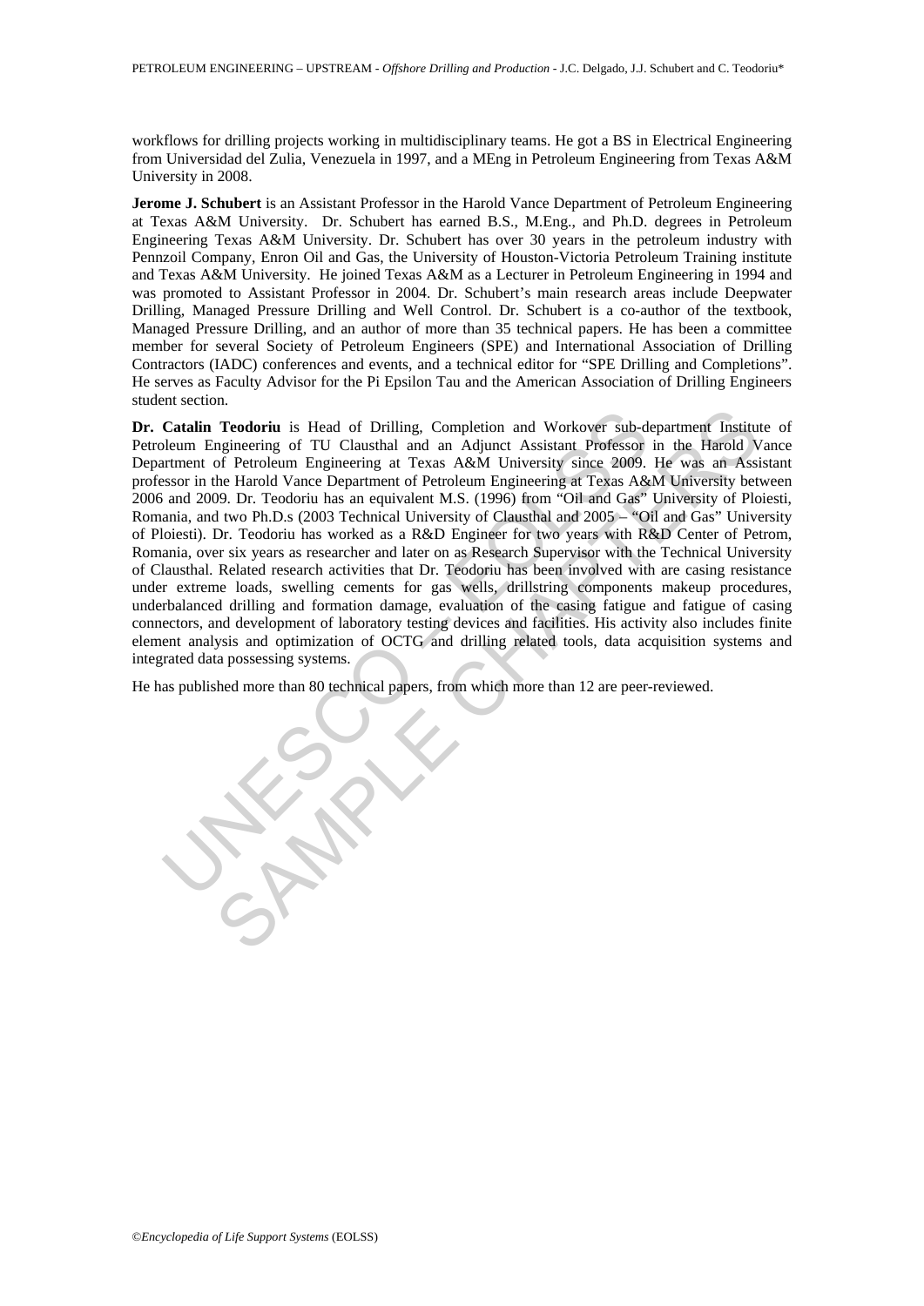workflows for drilling projects working in multidisciplinary teams. He got a BS in Electrical Engineering from Universidad del Zulia, Venezuela in 1997, and a MEng in Petroleum Engineering from Texas A&M University in 2008.

**Jerome J. Schubert** is an Assistant Professor in the Harold Vance Department of Petroleum Engineering at Texas A&M University. Dr. Schubert has earned B.S., M.Eng., and Ph.D. degrees in Petroleum Engineering Texas A&M University. Dr. Schubert has over 30 years in the petroleum industry with Pennzoil Company, Enron Oil and Gas, the University of Houston-Victoria Petroleum Training institute and Texas A&M University. He joined Texas A&M as a Lecturer in Petroleum Engineering in 1994 and was promoted to Assistant Professor in 2004. Dr. Schubert's main research areas include Deepwater Drilling, Managed Pressure Drilling and Well Control. Dr. Schubert is a co-author of the textbook, Managed Pressure Drilling, and an author of more than 35 technical papers. He has been a committee member for several Society of Petroleum Engineers (SPE) and International Association of Drilling Contractors (IADC) conferences and events, and a technical editor for "SPE Drilling and Completions". He serves as Faculty Advisor for the Pi Epsilon Tau and the American Association of Drilling Engineers student section.

**Dr. Catalin Teodoriu** is Head of Drilling, Completion and Workover sub-department Institute of Petroleum Engineering of TU Clausthal and an Adjunct Assistant Professor in the Harold Vance Department of Petroleum Engineering at Texas A&M University since 2009. He was an Assistant professor in the Harold Vance Department of Petroleum Engineering at Texas A&M University between 2006 and 2009. Dr. Teodoriu has an equivalent M.S. (1996) from "Oil and Gas" University of Ploiesti, Romania, and two Ph.D.s (2003 Technical University of Clausthal and 2005 – "Oil and Gas" University of Ploiesti). Dr. Teodoriu has worked as a R&D Engineer for two years with R&D Center of Petrom, Romania, over six years as researcher and later on as Research Supervisor with the Technical University of Clausthal. Related research activities that Dr. Teodoriu has been involved with are casing resistance under extreme loads, swelling cements for gas wells, drillstring components makeup procedures, underbalanced drilling and formation damage, evaluation of the casing fatigue and fatigue of casing connectors, and development of laboratory testing devices and facilities. His activity also includes finite element analysis and optimization of OCTG and drilling related tools, data acquisition systems and integrated data possessing systems.

He has published more than 80 technical papers, from which more than 12 are peer-reviewed.